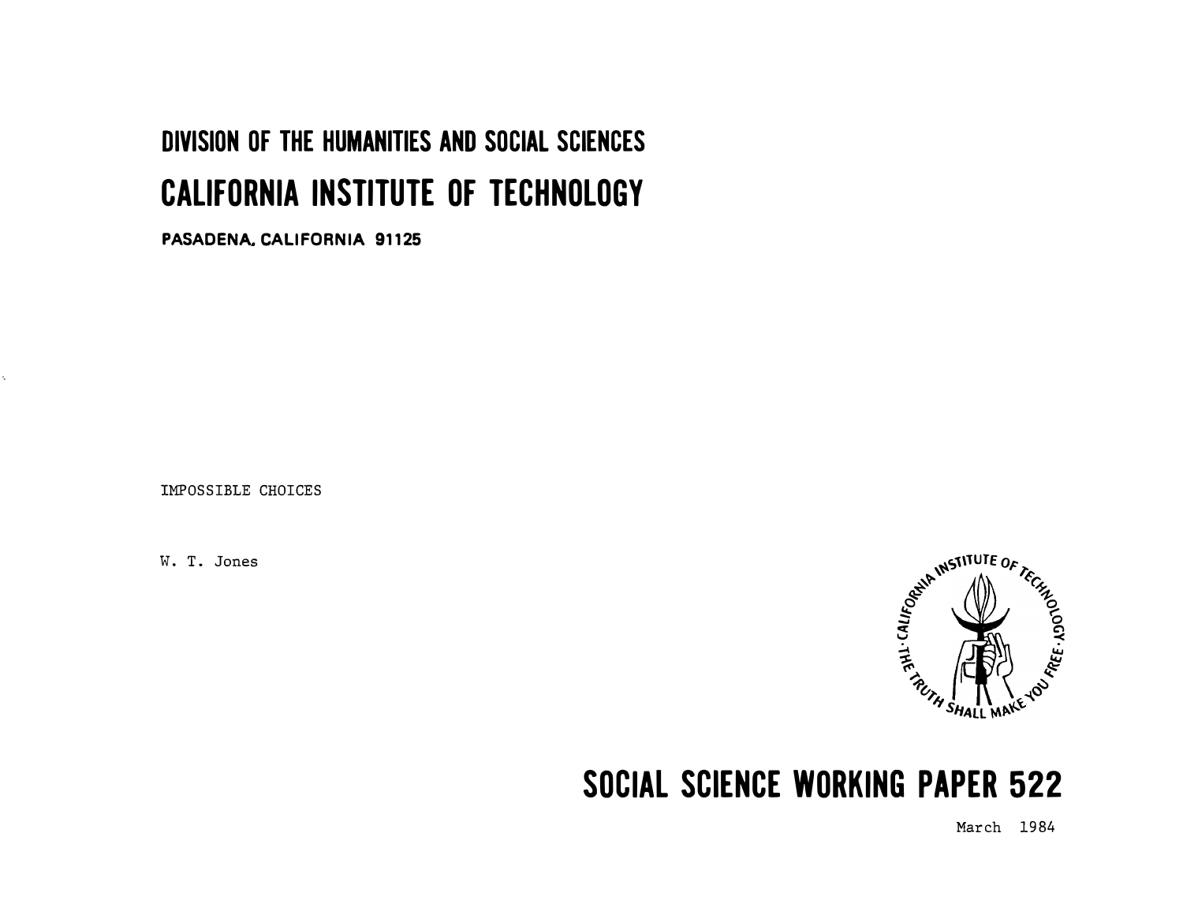DIVISION OF THE HUMANITIES AND SOCIAL SCIENCES

# CALIFORNIA INSTITUTE OF TECHNOLOGY

PASADENA, CALIFORNIA 91125

IMPOSSIBLE CHOICES

W. T. Jones

## SOCIAL SCIENCE WORKING PAPER 522

March 1984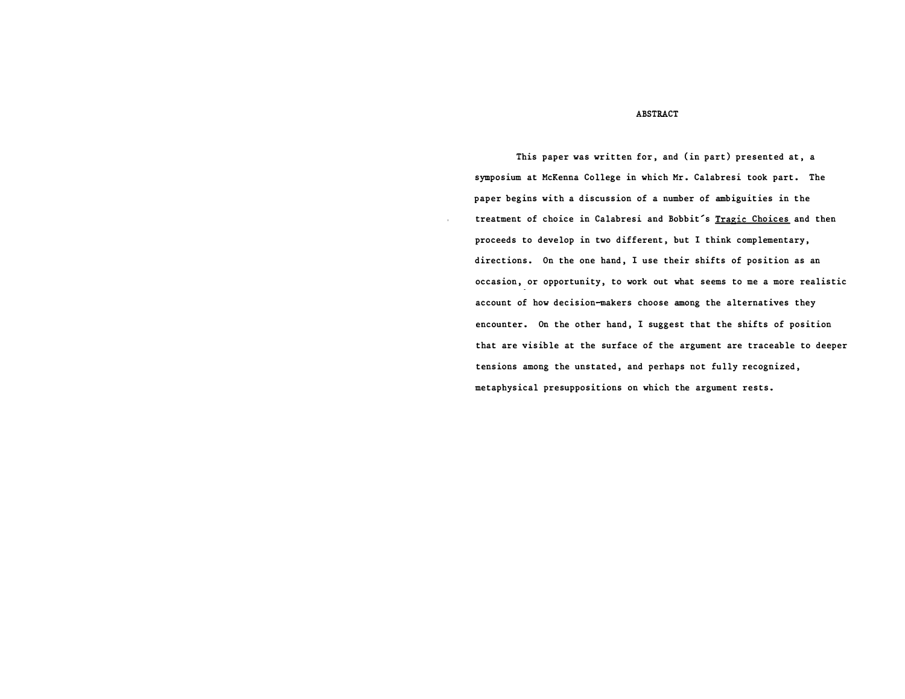## ABSTRACT

This paper was written for, and (in part) presented at, a symposium at McKenna College in which Mr. Calabresi took part. The paper begins with a discussion of a number of ambiguities in the treatment of choice in Calabresi and Bobbit's Tragic Choices and then proceeds to develop in two different, but I think complementary, directions. On the one hand, I use their shifts of position as an occasion, or opportunity, to work out what seems to me a more realistic account of how decision-makers choose among the alternatives they encounter. On the other hand, I suggest that the shifts of position that are visible at the surface of the argument are traceable to deeper tensions among the unstated, and perhaps not fully recognized, metaphysical presuppositions on which the argument rests.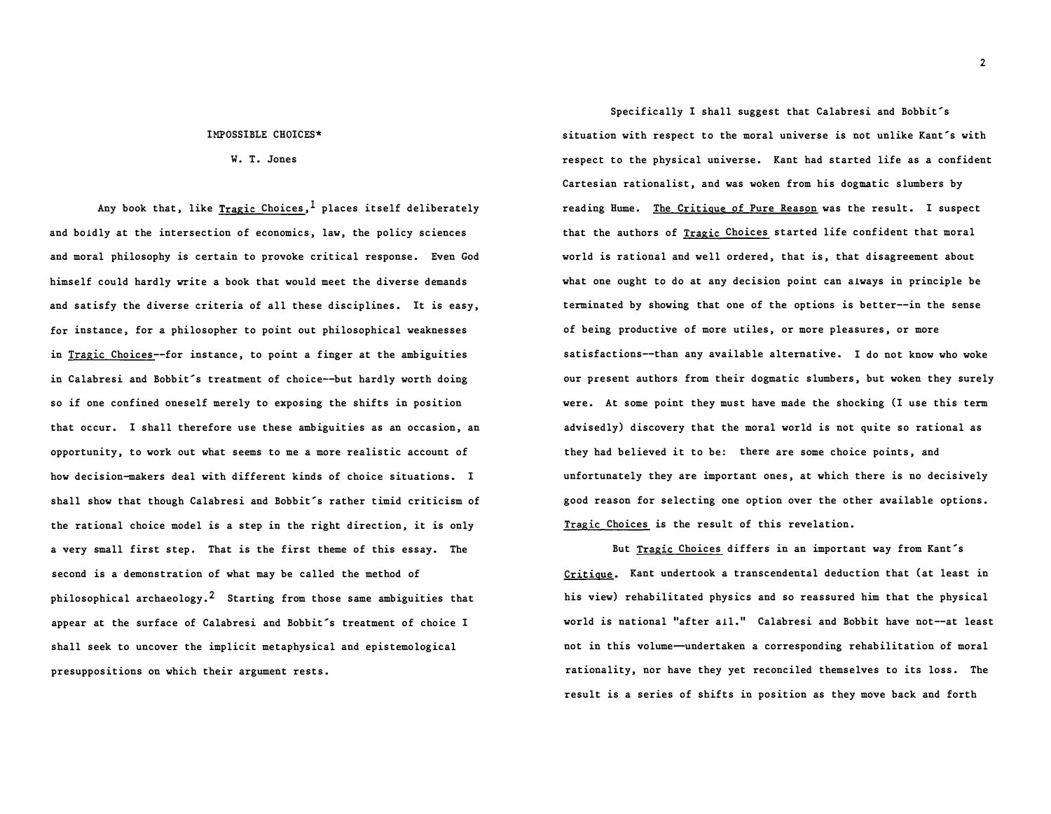IMPOSSIBLE CHOICES*

W. T. Jones

Any book that, like Tragic Choices,[1] places itself deliberately and boldly at the intersection of economics, law, the policy sciences and moral philosophy is certain to provoke critical response. Even God himself could hardly write a book that would meet the diverse demands and satisfy the diverse criteria of all these disciplines. It is easy, for instance, for a philosopher to point out philosophical weaknesses in Tragic Choices--for instance, to point a finger at the ambiguities in Calabresi and Bobbit's treatment of choice--but hardly worth doing so if one confined oneself merely to exposing the shifts in position that occur. I shall therefore use these ambiguities as an occasion, an opportunity, to work out what seems to me a more realistic account of how decision-makers deal with different kinds of choice situations. I shall show that though Calabresi and Bobbit's rather timid criticism of the rational choice model is a step in the right direction, it is only a very small first step. That is the first theme of this essay. The second is a demonstration of what may be called the method of philosophical archaeology.[2] Starting from those same ambiguities that appear at the surface of Calabresi and Bobbit's treatment of choice I shall seek to uncover the implicit metaphysical and epistemological presuppositions on which their argument rests.

Specifically I shall suggest that Calabresi and Bobbit's situation with respect to the moral universe is not unlike Kant's with respect to the physical universe. Kant had started life as a confident Cartesian rationalist, and was woken from his dogmatic slumbers by reading Hume. The Critique of Pure Reason was the result. I suspect that the authors of Tragic Choices started life confident that moral world is rational and well ordered, that is, that disagreement about what one ought to do at any decision point can always in principle be terminated by showing that one of the options is better--in the sense of being productive of more utiles, or more pleasures, or more satisfactions--than any available alternative. I do not know who woke our present authors from their dogmatic slumbers, but woken they surely were. At some point they must have made the shocking (I use this term advisedly) discovery that the moral world is not quite so rational as they had believed it to be: there are some choice points, and unfortunately they are important ones, at which there is no decisively good reason for selecting one option over the other available options. Tragic Choices is the result of this revelation.

But Tragic Choices differs in an important way from Kant's Critique. Kant undertook a transcendental deduction that (at least in his view) rehabilitated physics and so reassured him that the physical world is national "after all." Calabresi and Bobbit have not--at least not in this volume—undertaken a corresponding rehabilitation of moral rationality, nor have they yet reconciled themselves to its loss. The result is a series of shifts in position as they move back and forth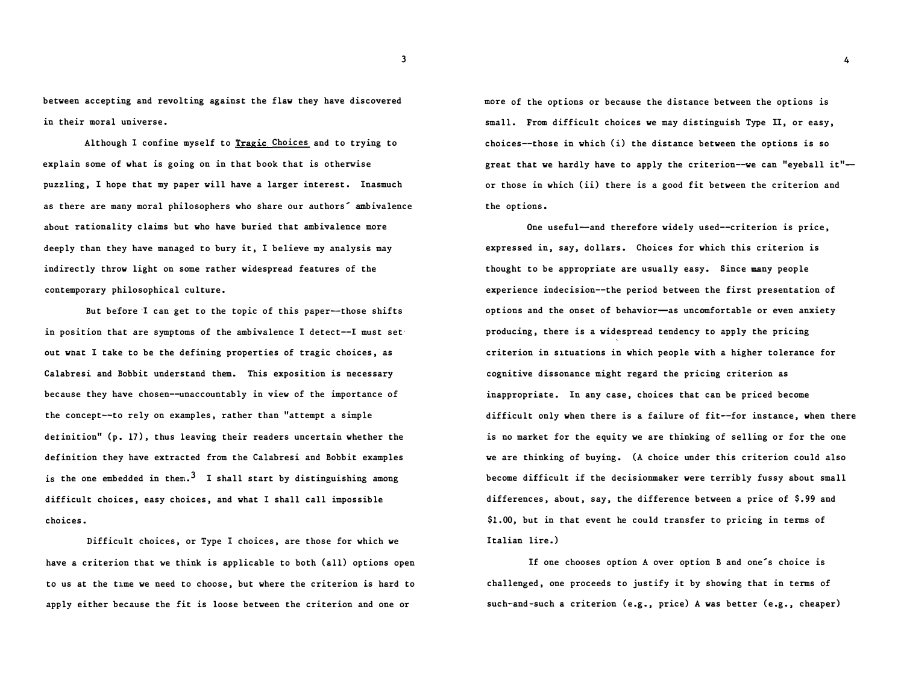between accepting and revolting against the flaw they have discovered in their moral universe.

Although I confine myself to Tragic Choices and to trying to explain some of what is going on in that book that is otherwise puzzling, I hope that my paper will have a larger interest. Inasmuch as there are many moral philosophers who share our authors' ambivalence about rationality claims but who have buried that ambivalence more deeply than they have managed to bury it, I believe my analysis may indirectly throw light on some rather widespread features of the contemporary philosophical culture.

But before I can get to the topic of this paper—those shifts in position that are symptoms of the ambivalence I detect--I must set out what I take to be the defining properties of tragic choices, as Calabresi and Bobbit understand them. This exposition is necessary because they have chosen--unaccountably in view of the importance of the concept--to rely on examples, rather than "attempt a simple definition" (p. 17), thus leaving their readers uncertain whether the definition they have extracted from the Calabresi and Bobbit examples is the one embedded in them.[3] I shall start by distinguishing among difficult choices, easy choices, and what I shall call impossible choices.

Difficult choices, or Type I choices, are those for which we have a criterion that we think is applicable to both (all) options open to us at the time we need to choose, but where the criterion is hard to apply either because the fit is loose between the criterion and one or more of the options or because the distance between the options is small. From difficult choices we may distinguish Type II, or easy, choices--those in which (i) the distance between the options is so great that we hardly have to apply the criterion--we can "eyeball it"—or those in which (ii) there is a good fit between the criterion and the options.

One useful—and therefore widely used--criterion is price, expressed in, say, dollars. Choices for which this criterion is thought to be appropriate are usually easy. Since many people experience indecision--the period between the first presentation of options and the onset of behavior—as uncomfortable or even anxiety producing, there is a widespread tendency to apply the pricing criterion in situations in which people with a higher tolerance for cognitive dissonance might regard the pricing criterion as inappropriate. In any case, choices that can be priced become difficult only when there is a failure of fit--for instance, when there is no market for the equity we are thinking of selling or for the one we are thinking of buying. (A choice under this criterion could also become difficult if the decisionmaker were terribly fussy about small differences, about, say, the difference between a price of $.99 and $1.00, but in that event he could transfer to pricing in terms of Italian lire.)

If one chooses option A over option B and one's choice is challenged, one proceeds to justify it by showing that in terms of such-and-such a criterion (e.g., price) A was better (e.g., cheaper)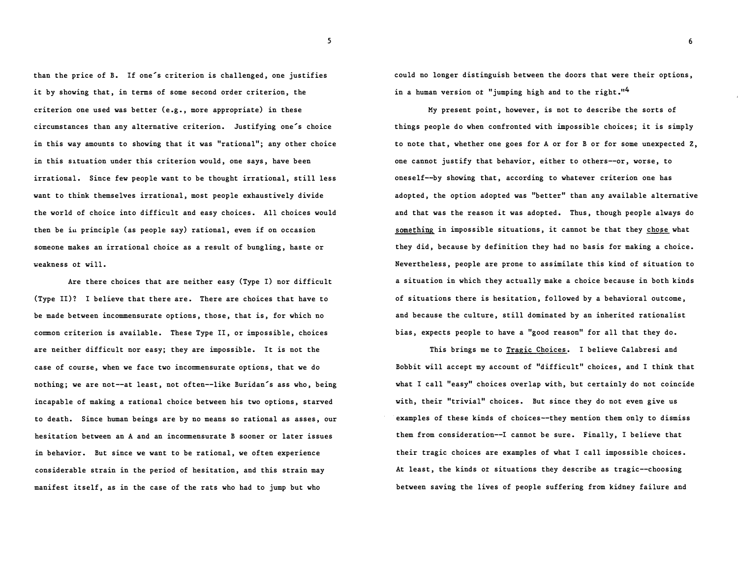than the price of B. If one's criterion is challenged, one justifies it by showing that, in terms of some second order criterion, the criterion one used was better (e.g., more appropriate) in these circumstances than any alternative criterion. Justifying one's choice in this way amounts to showing that it was "rational"; any other choice in this situation under this criterion would, one says, have been irrational. Since few people want to be thought irrational, still less want to think themselves irrational, most people exhaustively divide the world of choice into difficult and easy choices. All choices would then be in principle (as people say) rational, even if on occasion someone makes an irrational choice as a result of bungling, haste or weakness of will.

Are there choices that are neither easy (Type I) nor difficult (Type II)? I believe that there are. There are choices that have to be made between incommensurate options, those, that is, for which no common criterion is available. These Type II, or impossible, choices are neither difficult nor easy; they are impossible. It is not the case of course, when we face two incommensurate options, that we do nothing; we are not--at least, not often--like Buridan's ass who, being incapable of making a rational choice between his two options, starved to death. Since human beings are by no means so rational as asses, our hesitation between an A and an incommensurate B sooner or later issues in behavior. But since we want to be rational, we often experience considerable strain in the period of hesitation, and this strain may manifest itself, as in the case of the rats who had to jump but who could no longer distinguish between the doors that were their options, in a human version of "jumping high and to the right."[4]

My present point, however, is not to describe the sorts of things people do when confronted with impossible choices; it is simply to note that, whether one goes for A or for B or for some unexpected Z, one cannot justify that behavior, either to others--or, worse, to oneself--by showing that, according to whatever criterion one has adopted, the option adopted was "better" than any available alternative and that was the reason it was adopted. Thus, though people always do <u>something</u> in impossible situations, it cannot be that they <u>chose</u> what they did, because by definition they had no basis for making a choice. Nevertheless, people are prone to assimilate this kind of situation to a situation in which they actually make a choice because in both kinds of situations there is hesitation, followed by a behavioral outcome, and because the culture, still dominated by an inherited rationalist bias, expects people to have a "good reason" for all that they do.

This brings me to <u>Tragic Choices</u>. I believe Calabresi and Bobbit will accept my account of "difficult" choices, and I think that what I call "easy" choices overlap with, but certainly do not coincide with, their "trivial" choices. But since they do not even give us examples of these kinds of choices--they mention them only to dismiss them from consideration--I cannot be sure. Finally, I believe that their tragic choices are examples of what I call impossible choices. At least, the kinds of situations they describe as tragic--choosing between saving the lives of people suffering from kidney failure and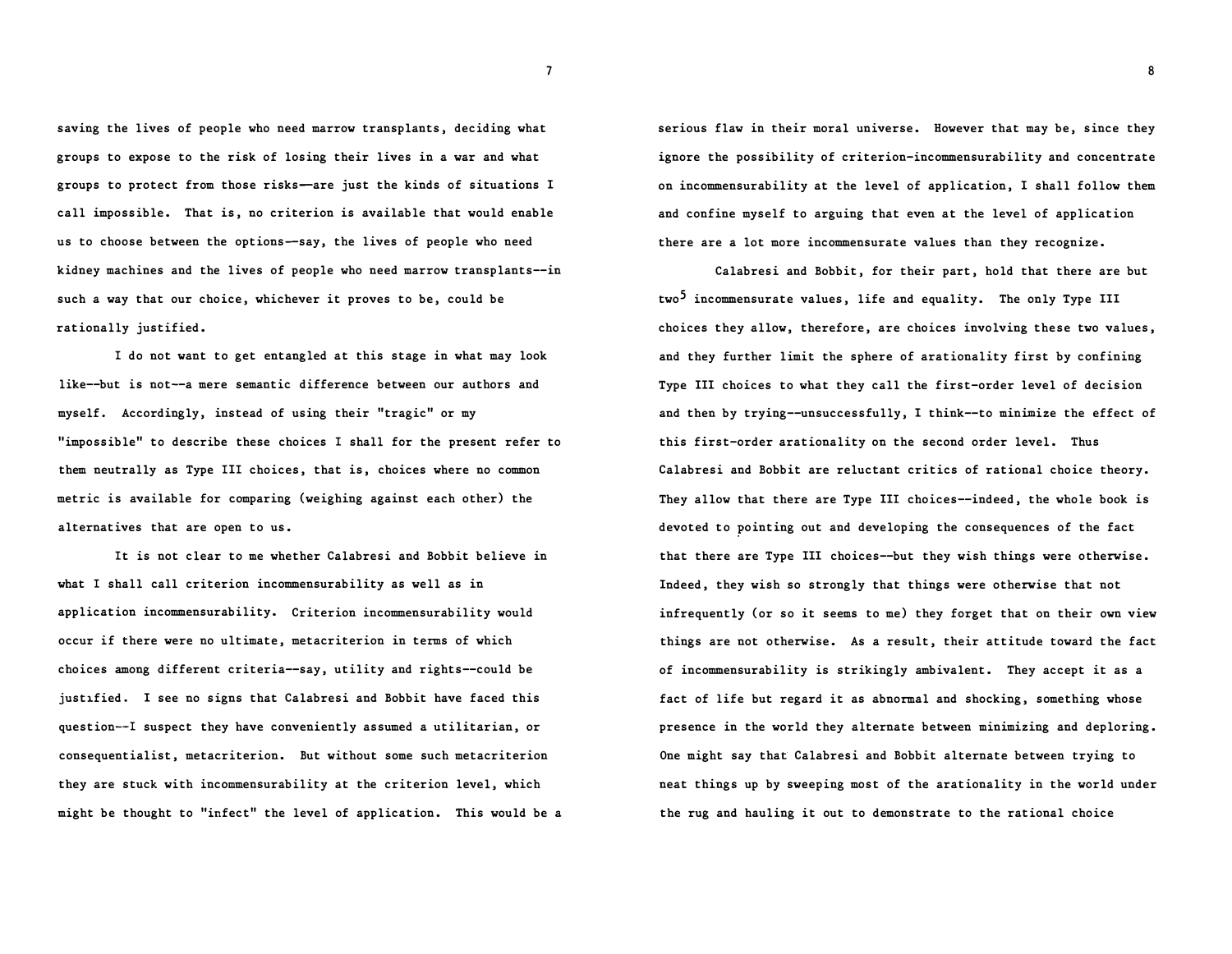saving the lives of people who need marrow transplants, deciding what groups to expose to the risk of losing their lives in a war and what groups to protect from those risks—are just the kinds of situations I call impossible. That is, no criterion is available that would enable us to choose between the options—say, the lives of people who need kidney machines and the lives of people who need marrow transplants--in such a way that our choice, whichever it proves to be, could be rationally justified.

I do not want to get entangled at this stage in what may look like--but is not--a mere semantic difference between our authors and myself. Accordingly, instead of using their "tragic" or my "impossible" to describe these choices I shall for the present refer to them neutrally as Type III choices, that is, choices where no common metric is available for comparing (weighing against each other) the alternatives that are open to us.

It is not clear to me whether Calabresi and Bobbit believe in what I shall call criterion incommensurability as well as in application incommensurability. Criterion incommensurability would occur if there were no ultimate, metacriterion in terms of which choices among different criteria--say, utility and rights--could be justified. I see no signs that Calabresi and Bobbit have faced this question--I suspect they have conveniently assumed a utilitarian, or consequentialist, metacriterion. But without some such metacriterion they are stuck with incommensurability at the criterion level, which might be thought to "infect" the level of application. This would be a serious flaw in their moral universe. However that may be, since they ignore the possibility of criterion-incommensurability and concentrate on incommensurability at the level of application, I shall follow them and confine myself to arguing that even at the level of application there are a lot more incommensurate values than they recognize.

Calabresi and Bobbit, for their part, hold that there are but two[5] incommensurate values, life and equality. The only Type III choices they allow, therefore, are choices involving these two values, and they further limit the sphere of arationality first by confining Type III choices to what they call the first-order level of decision and then by trying--unsuccessfully, I think--to minimize the effect of this first-order arationality on the second order level. Thus Calabresi and Bobbit are reluctant critics of rational choice theory. They allow that there are Type III choices--indeed, the whole book is devoted to pointing out and developing the consequences of the fact that there are Type III choices--but they wish things were otherwise. Indeed, they wish so strongly that things were otherwise that not infrequently (or so it seems to me) they forget that on their own view things are not otherwise. As a result, their attitude toward the fact of incommensurability is strikingly ambivalent. They accept it as a fact of life but regard it as abnormal and shocking, something whose presence in the world they alternate between minimizing and deploring. One might say that Calabresi and Bobbit alternate between trying to neat things up by sweeping most of the arationality in the world under the rug and hauling it out to demonstrate to the rational choice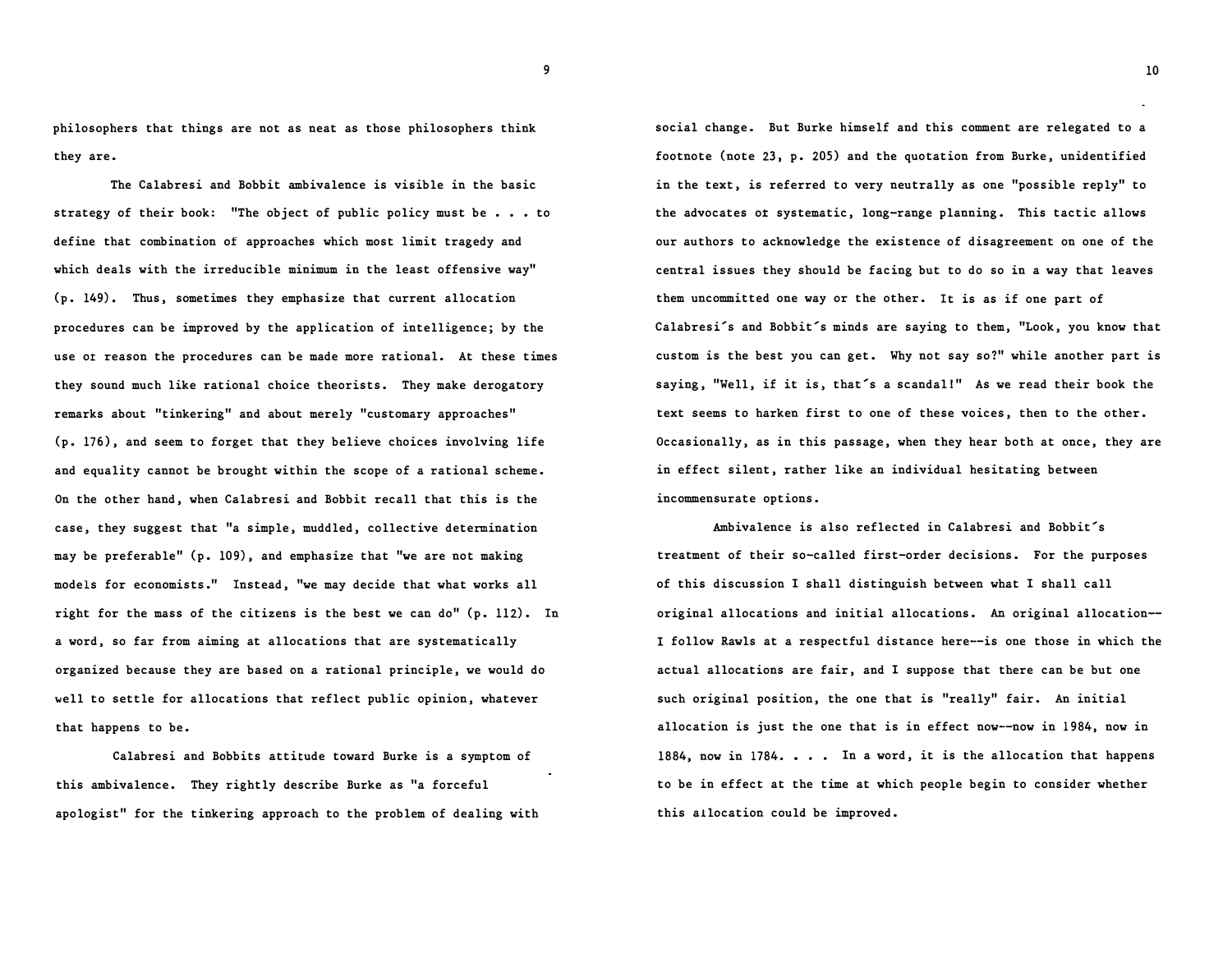philosophers that things are not as neat as those philosophers think they are.

The Calabresi and Bobbit ambivalence is visible in the basic strategy of their book: "The object of public policy must be . . . to define that combination of approaches which most limit tragedy and which deals with the irreducible minimum in the least offensive way" (p. 149). Thus, sometimes they emphasize that current allocation procedures can be improved by the application of intelligence; by the use of reason the procedures can be made more rational. At these times they sound much like rational choice theorists. They make derogatory remarks about "tinkering" and about merely "customary approaches" (p. 176), and seem to forget that they believe choices involving life and equality cannot be brought within the scope of a rational scheme. On the other hand, when Calabresi and Bobbit recall that this is the case, they suggest that "a simple, muddled, collective determination may be preferable" (p. 109), and emphasize that "we are not making models for economists." Instead, "we may decide that what works all right for the mass of the citizens is the best we can do" (p. 112). In a word, so far from aiming at allocations that are systematically organized because they are based on a rational principle, we would do well to settle for allocations that reflect public opinion, whatever that happens to be.

Calabresi and Bobbits attitude toward Burke is a symptom of this ambivalence. They rightly describe Burke as "a forceful apologist" for the tinkering approach to the problem of dealing with social change. But Burke himself and this comment are relegated to a footnote (note 23, p. 205) and the quotation from Burke, unidentified in the text, is referred to very neutrally as one "possible reply" to the advocates of systematic, long-range planning. This tactic allows our authors to acknowledge the existence of disagreement on one of the central issues they should be facing but to do so in a way that leaves them uncommitted one way or the other. It is as if one part of Calabresi's and Bobbit's minds are saying to them, "Look, you know that custom is the best you can get. Why not say so?" while another part is saying, "Well, if it is, that's a scandal!" As we read their book the text seems to harken first to one of these voices, then to the other. Occasionally, as in this passage, when they hear both at once, they are in effect silent, rather like an individual hesitating between incommensurate options.

Ambivalence is also reflected in Calabresi and Bobbit's treatment of their so-called first-order decisions. For the purposes of this discussion I shall distinguish between what I shall call original allocations and initial allocations. An original allocation--I follow Rawls at a respectful distance here--is one those in which the actual allocations are fair, and I suppose that there can be but one such original position, the one that is "really" fair. An initial allocation is just the one that is in effect now--now in 1984, now in 1884, now in 1784. . . . In a word, it is the allocation that happens to be in effect at the time at which people begin to consider whether this allocation could be improved.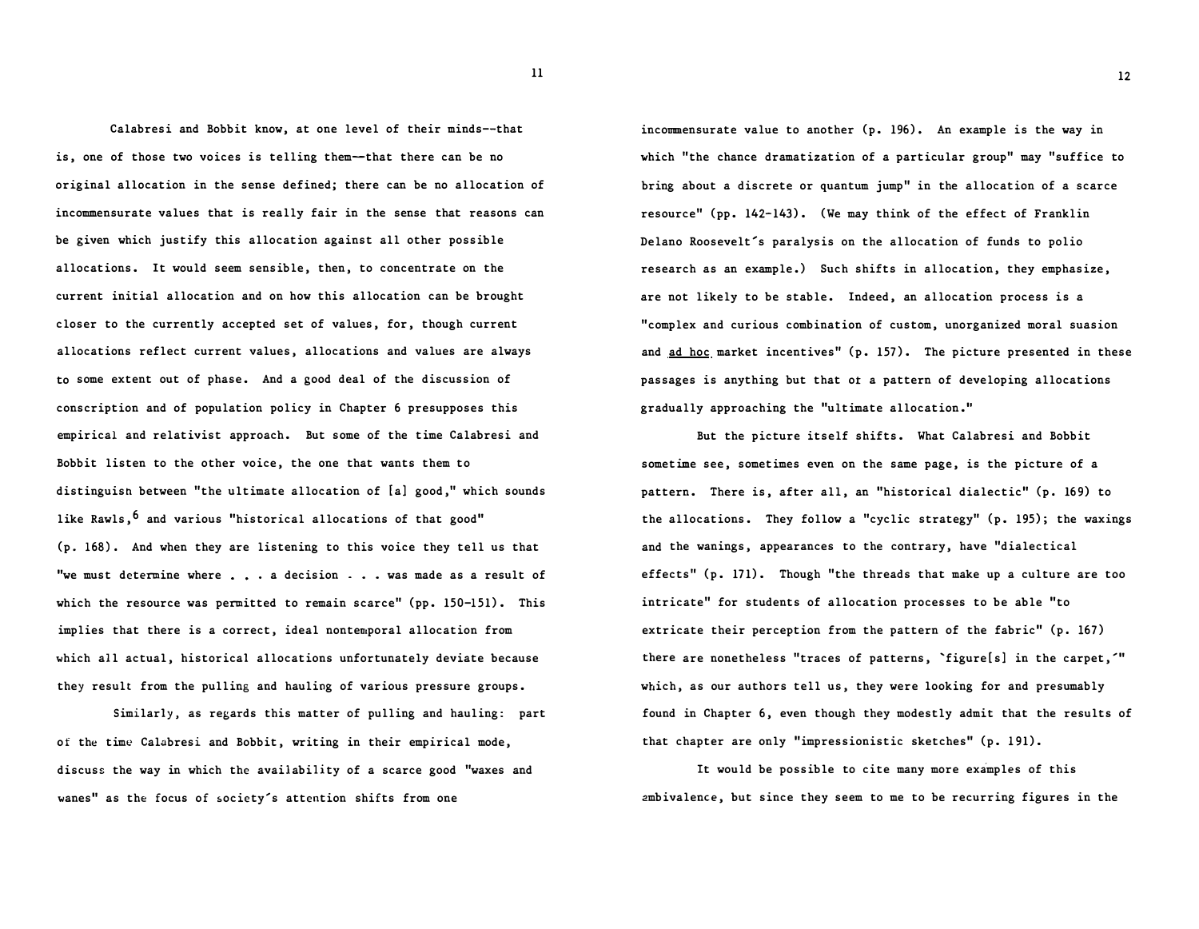Calabresi and Bobbit know, at one level of their minds--that is, one of those two voices is telling them--that there can be no original allocation in the sense defined; there can be no allocation of incommensurate values that is really fair in the sense that reasons can be given which justify this allocation against all other possible allocations. It would seem sensible, then, to concentrate on the current initial allocation and on how this allocation can be brought closer to the currently accepted set of values, for, though current allocations reflect current values, allocations and values are always to some extent out of phase. And a good deal of the discussion of conscription and of population policy in Chapter 6 presupposes this empirical and relativist approach. But some of the time Calabresi and Bobbit listen to the other voice, the one that wants them to distinguish between "the ultimate allocation of [a] good," which sounds like Rawls,[6] and various "historical allocations of that good" (p. 168). And when they are listening to this voice they tell us that "we must determine where . . . a decision . . . was made as a result of which the resource was permitted to remain scarce" (pp. 150-151). This implies that there is a correct, ideal nontemporal allocation from which all actual, historical allocations unfortunately deviate because they result from the pulling and hauling of various pressure groups.

Similarly, as regards this matter of pulling and hauling: part of the time Calabresi and Bobbit, writing in their empirical mode, discuss the way in which the availability of a scarce good "waxes and wanes" as the focus of society's attention shifts from one incommensurate value to another (p. 196). An example is the way in which "the chance dramatization of a particular group" may "suffice to bring about a discrete or quantum jump" in the allocation of a scarce resource" (pp. 142-143). (We may think of the effect of Franklin Delano Roosevelt's paralysis on the allocation of funds to polio research as an example.) Such shifts in allocation, they emphasize, are not likely to be stable. Indeed, an allocation process is a "complex and curious combination of custom, unorganized moral suasion and _ad hoc_ market incentives" (p. 157). The picture presented in these passages is anything but that of a pattern of developing allocations gradually approaching the "ultimate allocation."

But the picture itself shifts. What Calabresi and Bobbit sometime see, sometimes even on the same page, is the picture of a pattern. There is, after all, an "historical dialectic" (p. 169) to the allocations. They follow a "cyclic strategy" (p. 195); the waxings and the wanings, appearances to the contrary, have "dialectical effects" (p. 171). Though "the threads that make up a culture are too intricate" for students of allocation processes to be able "to extricate their perception from the pattern of the fabric" (p. 167) there are nonetheless "traces of patterns, 'figure[s] in the carpet,'" which, as our authors tell us, they were looking for and presumably found in Chapter 6, even though they modestly admit that the results of that chapter are only "impressionistic sketches" (p. 191).

It would be possible to cite many more examples of this ambivalence, but since they seem to me to be recurring figures in the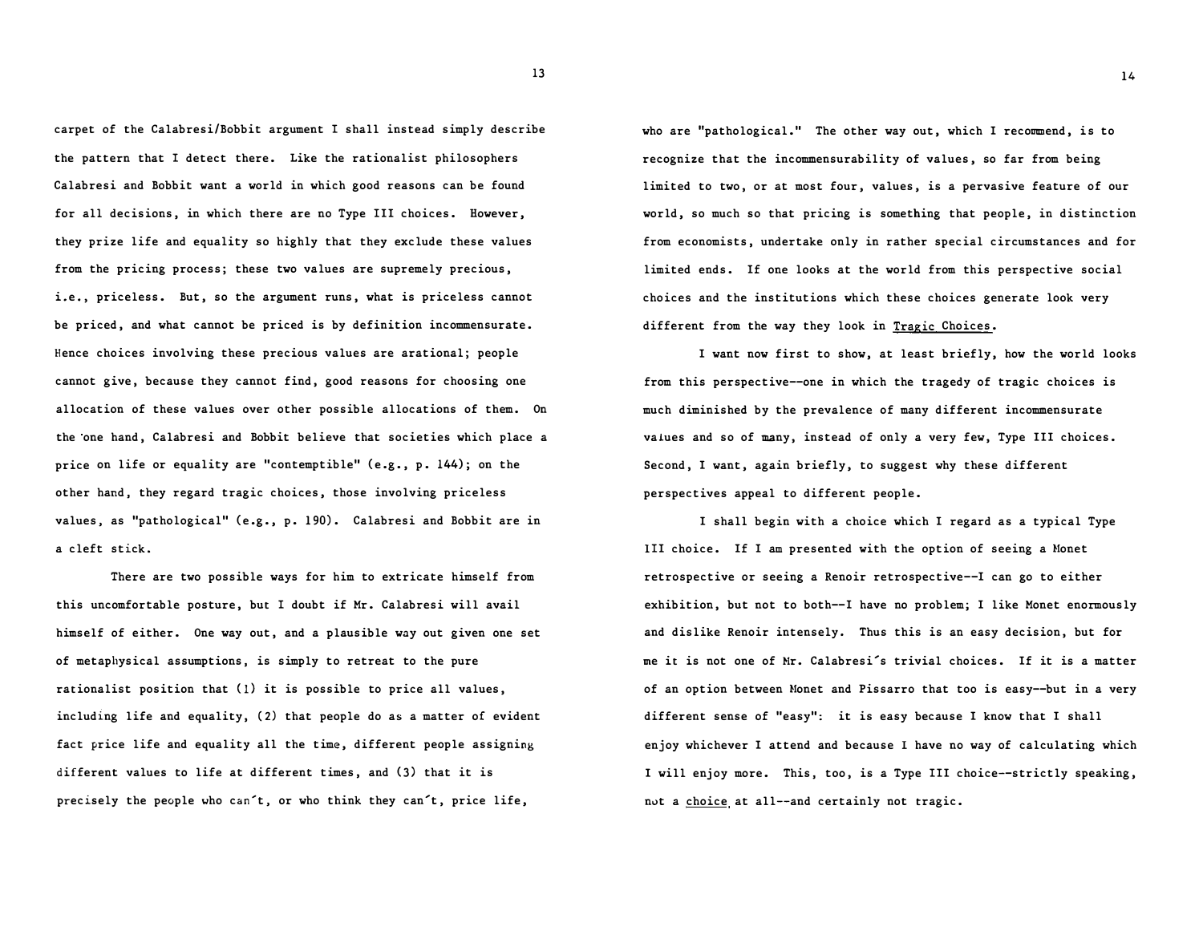carpet of the Calabresi/Bobbit argument I shall instead simply describe the pattern that I detect there. Like the rationalist philosophers Calabresi and Bobbit want a world in which good reasons can be found for all decisions, in which there are no Type III choices. However, they prize life and equality so highly that they exclude these values from the pricing process; these two values are supremely precious, i.e., priceless. But, so the argument runs, what is priceless cannot be priced, and what cannot be priced is by definition incommensurate. Hence choices involving these precious values are arational; people cannot give, because they cannot find, good reasons for choosing one allocation of these values over other possible allocations of them. On the one hand, Calabresi and Bobbit believe that societies which place a price on life or equality are "contemptible" (e.g., p. 144); on the other hand, they regard tragic choices, those involving priceless values, as "pathological" (e.g., p. 190). Calabresi and Bobbit are in a cleft stick.

There are two possible ways for him to extricate himself from this uncomfortable posture, but I doubt if Mr. Calabresi will avail himself of either. One way out, and a plausible way out given one set of metaphysical assumptions, is simply to retreat to the pure rationalist position that (1) it is possible to price all values, including life and equality, (2) that people do as a matter of evident fact price life and equality all the time, different people assigning different values to life at different times, and (3) that it is precisely the people who can't, or who think they can't, price life, who are "pathological." The other way out, which I recommend, is to recognize that the incommensurability of values, so far from being limited to two, or at most four, values, is a pervasive feature of our world, so much so that pricing is something that people, in distinction from economists, undertake only in rather special circumstances and for limited ends. If one looks at the world from this perspective social choices and the institutions which these choices generate look very different from the way they look in Tragic Choices.

I want now first to show, at least briefly, how the world looks from this perspective--one in which the tragedy of tragic choices is much diminished by the prevalence of many different incommensurate values and so of many, instead of only a very few, Type III choices. Second, I want, again briefly, to suggest why these different perspectives appeal to different people.

I shall begin with a choice which I regard as a typical Type III choice. If I am presented with the option of seeing a Monet retrospective or seeing a Renoir retrospective--I can go to either exhibition, but not to both--I have no problem; I like Monet enormously and dislike Renoir intensely. Thus this is an easy decision, but for me it is not one of Mr. Calabresi's trivial choices. If it is a matter of an option between Monet and Pissarro that too is easy--but in a very different sense of "easy": it is easy because I know that I shall enjoy whichever I attend and because I have no way of calculating which I will enjoy more. This, too, is a Type III choice--strictly speaking, not a choice at all--and certainly not tragic.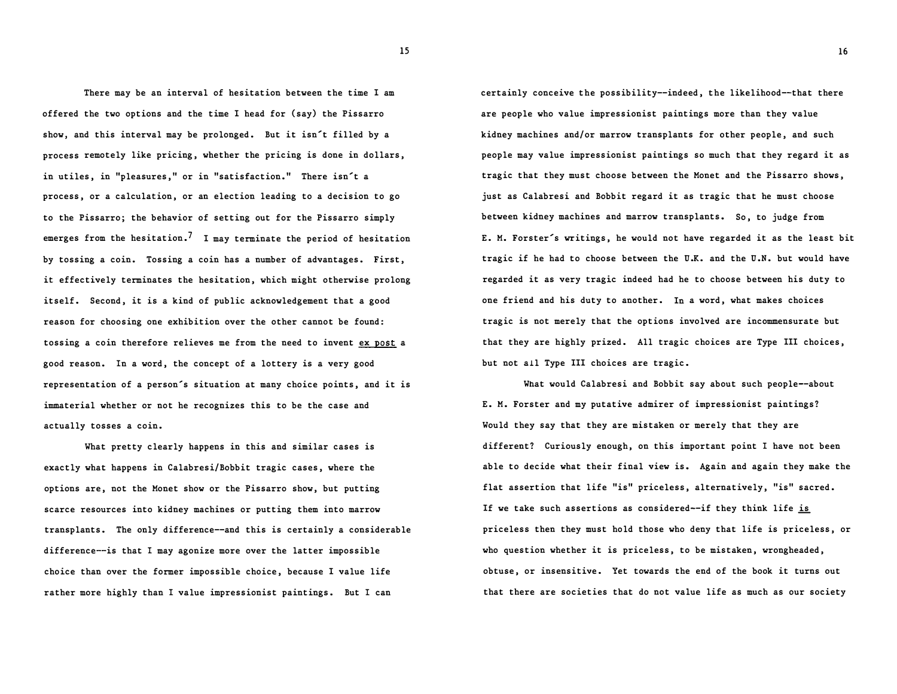There may be an interval of hesitation between the time I am offered the two options and the time I head for (say) the Pissarro show, and this interval may be prolonged. But it isn't filled by a process remotely like pricing, whether the pricing is done in dollars, in utiles, in "pleasures," or in "satisfaction." There isn't a process, or a calculation, or an election leading to a decision to go to the Pissarro; the behavior of setting out for the Pissarro simply emerges from the hesitation.[7] I may terminate the period of hesitation by tossing a coin. Tossing a coin has a number of advantages. First, it effectively terminates the hesitation, which might otherwise prolong itself. Second, it is a kind of public acknowledgement that a good reason for choosing one exhibition over the other cannot be found: tossing a coin therefore relieves me from the need to invent <u>ex post</u> a good reason. In a word, the concept of a lottery is a very good representation of a person's situation at many choice points, and it is immaterial whether or not he recognizes this to be the case and actually tosses a coin.

What pretty clearly happens in this and similar cases is exactly what happens in Calabresi/Bobbit tragic cases, where the options are, not the Monet show or the Pissarro show, but putting scarce resources into kidney machines or putting them into marrow transplants. The only difference--and this is certainly a considerable difference--is that I may agonize more over the latter impossible choice than over the former impossible choice, because I value life rather more highly than I value impressionist paintings. But I can certainly conceive the possibility--indeed, the likelihood--that there are people who value impressionist paintings more than they value kidney machines and/or marrow transplants for other people, and such people may value impressionist paintings so much that they regard it as tragic that they must choose between the Monet and the Pissarro shows, just as Calabresi and Bobbit regard it as tragic that he must choose between kidney machines and marrow transplants. So, to judge from E. M. Forster's writings, he would not have regarded it as the least bit tragic if he had to choose between the U.K. and the U.N. but would have regarded it as very tragic indeed had he to choose between his duty to one friend and his duty to another. In a word, what makes choices tragic is not merely that the options involved are incommensurate but that they are highly prized. All tragic choices are Type III choices, but not all Type III choices are tragic.

What would Calabresi and Bobbit say about such people--about E. M. Forster and my putative admirer of impressionist paintings? Would they say that they are mistaken or merely that they are different? Curiously enough, on this important point I have not been able to decide what their final view is. Again and again they make the flat assertion that life "is" priceless, alternatively, "is" sacred. If we take such assertions as considered--if they think life <u>is</u> priceless then they must hold those who deny that life is priceless, or who question whether it is priceless, to be mistaken, wrongheaded, obtuse, or insensitive. Yet towards the end of the book it turns out that there are societies that do not value life as much as our society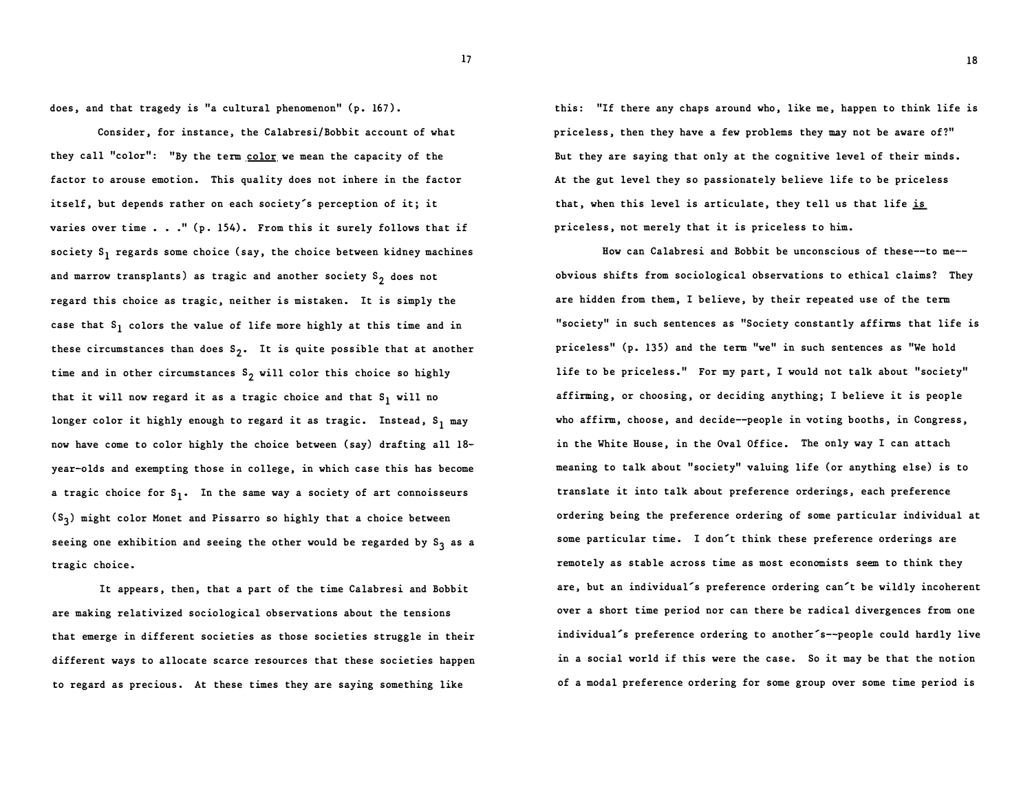does, and that tragedy is "a cultural phenomenon" (p. 167).

Consider, for instance, the Calabresi/Bobbit account of what they call "color": "By the term <u>color</u> we mean the capacity of the factor to arouse emotion. This quality does not inhere in the factor itself, but depends rather on each society's perception of it; it varies over time . . ." (p. 154). From this it surely follows that if society $S_1$ regards some choice (say, the choice between kidney machines and marrow transplants) as tragic and another society $S_2$ does not regard this choice as tragic, neither is mistaken. It is simply the case that $S_1$ colors the value of life more highly at this time and in these circumstances than does $S_2$. It is quite possible that at another time and in other circumstances $S_2$ will color this choice so highly that it will now regard it as a tragic choice and that $S_1$ will no longer color it highly enough to regard it as tragic. Instead, $S_1$ may now have come to color highly the choice between (say) drafting all 18-year-olds and exempting those in college, in which case this has become a tragic choice for $S_1$. In the same way a society of art connoisseurs ($S_3$) might color Monet and Pissarro so highly that a choice between seeing one exhibition and seeing the other would be regarded by $S_3$ as a tragic choice.

It appears, then, that a part of the time Calabresi and Bobbit are making relativized sociological observations about the tensions that emerge in different societies as those societies struggle in their different ways to allocate scarce resources that these societies happen to regard as precious. At these times they are saying something like this: "If there any chaps around who, like me, happen to think life is priceless, then they have a few problems they may not be aware of?" But they are saying that only at the cognitive level of their minds. At the gut level they so passionately believe life to be priceless that, when this level is articulate, they tell us that life <u>is</u> priceless, not merely that it is priceless to him.

How can Calabresi and Bobbit be unconscious of these--to me--obvious shifts from sociological observations to ethical claims? They are hidden from them, I believe, by their repeated use of the term "society" in such sentences as "Society constantly affirms that life is priceless" (p. 135) and the term "we" in such sentences as "We hold life to be priceless." For my part, I would not talk about "society" affirming, or choosing, or deciding anything; I believe it is people who affirm, choose, and decide--people in voting booths, in Congress, in the White House, in the Oval Office. The only way I can attach meaning to talk about "society" valuing life (or anything else) is to translate it into talk about preference orderings, each preference ordering being the preference ordering of some particular individual at some particular time. I don't think these preference orderings are remotely as stable across time as most economists seem to think they are, but an individual's preference ordering can't be wildly incoherent over a short time period nor can there be radical divergences from one individual's preference ordering to another's--people could hardly live in a social world if this were the case. So it may be that the notion of a modal preference ordering for some group over some time period is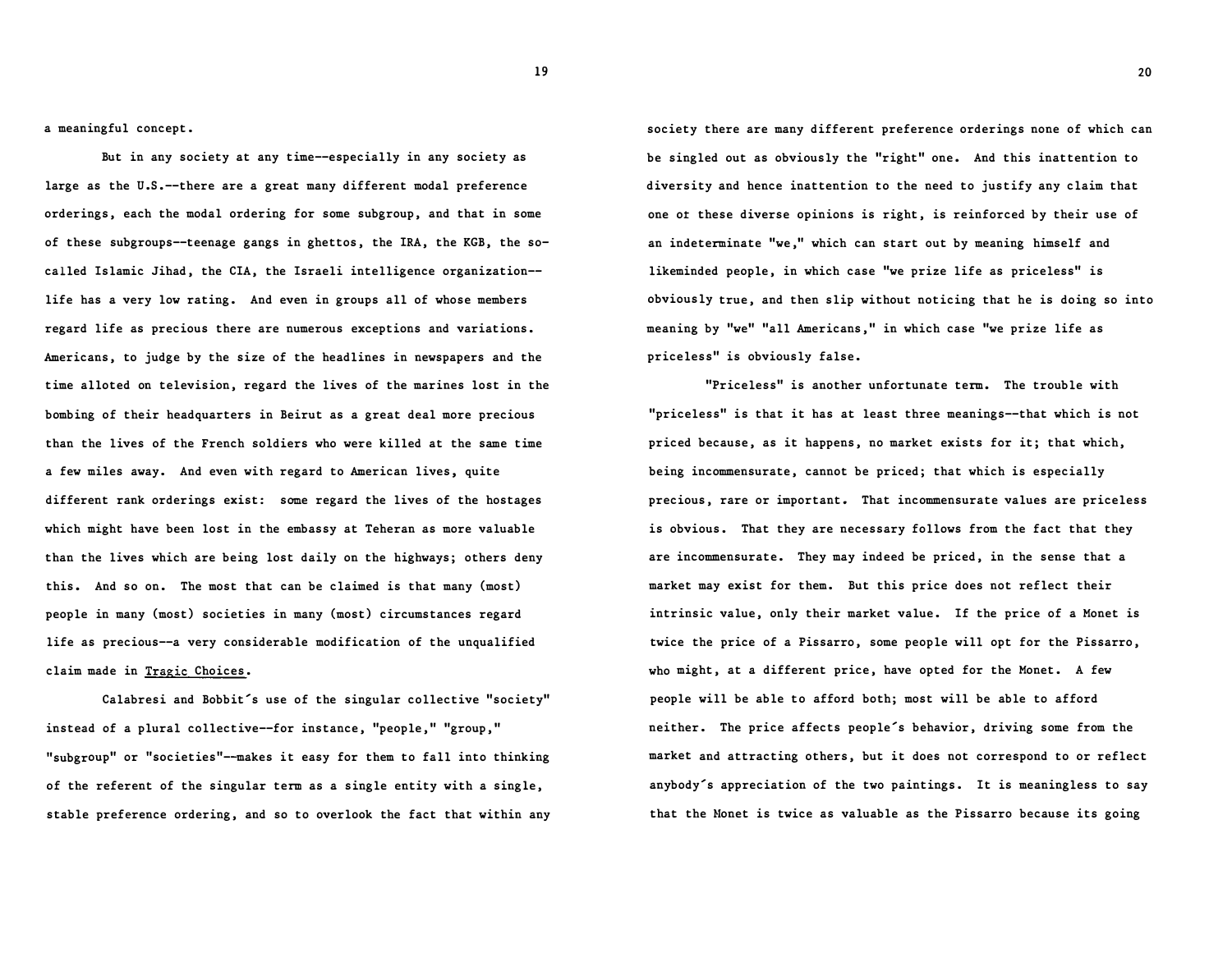a meaningful concept.

But in any society at any time--especially in any society as large as the U.S.--there are a great many different modal preference orderings, each the modal ordering for some subgroup, and that in some of these subgroups--teenage gangs in ghettos, the IRA, the KGB, the so-called Islamic Jihad, the CIA, the Israeli intelligence organization--life has a very low rating. And even in groups all of whose members regard life as precious there are numerous exceptions and variations. Americans, to judge by the size of the headlines in newspapers and the time alloted on television, regard the lives of the marines lost in the bombing of their headquarters in Beirut as a great deal more precious than the lives of the French soldiers who were killed at the same time a few miles away. And even with regard to American lives, quite different rank orderings exist: some regard the lives of the hostages which might have been lost in the embassy at Teheran as more valuable than the lives which are being lost daily on the highways; others deny this. And so on. The most that can be claimed is that many (most) people in many (most) societies in many (most) circumstances regard life as precious--a very considerable modification of the unqualified claim made in <u>Tragic Choices</u>.

Calabresi and Bobbit´s use of the singular collective "society" instead of a plural collective--for instance, "people," "group," "subgroup" or "societies"--makes it easy for them to fall into thinking of the referent of the singular term as a single entity with a single, stable preference ordering, and so to overlook the fact that within any society there are many different preference orderings none of which can be singled out as obviously the "right" one. And this inattention to diversity and hence inattention to the need to justify any claim that one or these diverse opinions is right, is reinforced by their use of an indeterminate "we," which can start out by meaning himself and likeminded people, in which case "we prize life as priceless" is obviously true, and then slip without noticing that he is doing so into meaning by "we" "all Americans," in which case "we prize life as priceless" is obviously false.

"Priceless" is another unfortunate term. The trouble with "priceless" is that it has at least three meanings--that which is not priced because, as it happens, no market exists for it; that which, being incommensurate, cannot be priced; that which is especially precious, rare or important. That incommensurate values are priceless is obvious. That they are necessary follows from the fact that they are incommensurate. They may indeed be priced, in the sense that a market may exist for them. But this price does not reflect their intrinsic value, only their market value. If the price of a Monet is twice the price of a Pissarro, some people will opt for the Pissarro, who might, at a different price, have opted for the Monet. A few people will be able to afford both; most will be able to afford neither. The price affects people´s behavior, driving some from the market and attracting others, but it does not correspond to or reflect anybody´s appreciation of the two paintings. It is meaningless to say that the Monet is twice as valuable as the Pissarro because its going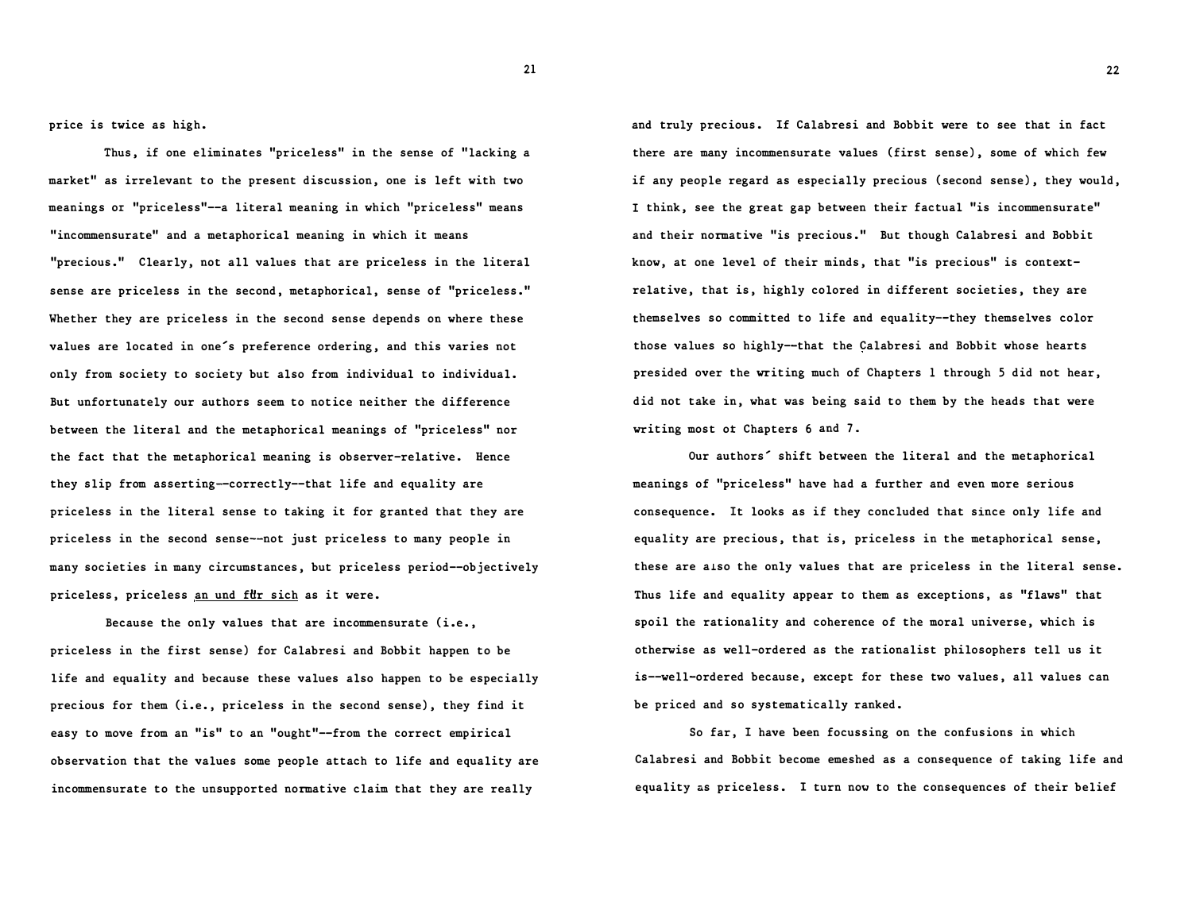price is twice as high.

Thus, if one eliminates "priceless" in the sense of "lacking a market" as irrelevant to the present discussion, one is left with two meanings or "priceless"--a literal meaning in which "priceless" means "incommensurate" and a metaphorical meaning in which it means "precious." Clearly, not all values that are priceless in the literal sense are priceless in the second, metaphorical, sense of "priceless." Whether they are priceless in the second sense depends on where these values are located in one´s preference ordering, and this varies not only from society to society but also from individual to individual. But unfortunately our authors seem to notice neither the difference between the literal and the metaphorical meanings of "priceless" nor the fact that the metaphorical meaning is observer-relative. Hence they slip from asserting--correctly--that life and equality are priceless in the literal sense to taking it for granted that they are priceless in the second sense--not just priceless to many people in many societies in many circumstances, but priceless period--objectively priceless, priceless <u>an und für sich</u> as it were.

Because the only values that are incommensurate (i.e., priceless in the first sense) for Calabresi and Bobbit happen to be life and equality and because these values also happen to be especially precious for them (i.e., priceless in the second sense), they find it easy to move from an "is" to an "ought"--from the correct empirical observation that the values some people attach to life and equality are incommensurate to the unsupported normative claim that they are really and truly precious. If Calabresi and Bobbit were to see that in fact there are many incommensurate values (first sense), some of which few if any people regard as especially precious (second sense), they would, I think, see the great gap between their factual "is incommensurate" and their normative "is precious." But though Calabresi and Bobbit know, at one level of their minds, that "is precious" is context-relative, that is, highly colored in different societies, they are themselves so committed to life and equality--they themselves color those values so highly--that the Calabresi and Bobbit whose hearts presided over the writing much of Chapters 1 through 5 did not hear, did not take in, what was being said to them by the heads that were writing most ot Chapters 6 and 7.

Our authors´ shift between the literal and the metaphorical meanings of "priceless" have had a further and even more serious consequence. It looks as if they concluded that since only life and equality are precious, that is, priceless in the metaphorical sense, these are also the only values that are priceless in the literal sense. Thus life and equality appear to them as exceptions, as "flaws" that spoil the rationality and coherence of the moral universe, which is otherwise as well-ordered as the rationalist philosophers tell us it is--well-ordered because, except for these two values, all values can be priced and so systematically ranked.

So far, I have been focussing on the confusions in which Calabresi and Bobbit become emeshed as a consequence of taking life and equality as priceless. I turn now to the consequences of their belief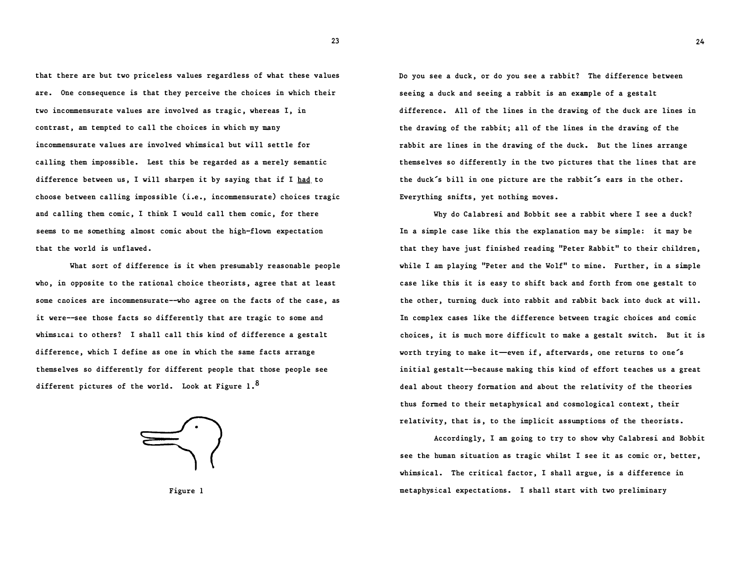that there are but two priceless values regardless of what these values are. One consequence is that they perceive the choices in which their two incommensurate values are involved as tragic, whereas I, in contrast, am tempted to call the choices in which my many incommensurate values are involved whimsical but will settle for calling them impossible. Lest this be regarded as a merely semantic difference between us, I will sharpen it by saying that if I <u>had</u> to choose between calling impossible (i.e., incommensurate) choices tragic and calling them comic, I think I would call them comic, for there seems to me something almost comic about the high-flown expectation that the world is unflawed.

What sort of difference is it when presumably reasonable people who, in opposite to the rational choice theorists, agree that at least some choices are incommensurate--who agree on the facts of the case, as it were--see those facts so differently that are tragic to some and whimsical to others? I shall call this kind of difference a gestalt difference, which I define as one in which the same facts arrange themselves so differently for different people that those people see different pictures of the world. Look at Figure 1.[8]

Figure 1

Do you see a duck, or do you see a rabbit? The difference between seeing a duck and seeing a rabbit is an example of a gestalt difference. All of the lines in the drawing of the duck are lines in the drawing of the rabbit; all of the lines in the drawing of the rabbit are lines in the drawing of the duck. But the lines arrange themselves so differently in the two pictures that the lines that are the duck's bill in one picture are the rabbit's ears in the other. Everything shifts, yet nothing moves.

Why do Calabresi and Bobbit see a rabbit where I see a duck? In a simple case like this the explanation may be simple: it may be that they have just finished reading "Peter Rabbit" to their children, while I am playing "Peter and the Wolf" to mine. Further, in a simple case like this it is easy to shift back and forth from one gestalt to the other, turning duck into rabbit and rabbit back into duck at will. In complex cases like the difference between tragic choices and comic choices, it is much more difficult to make a gestalt switch. But it is worth trying to make it—even if, afterwards, one returns to one's initial gestalt--because making this kind of effort teaches us a great deal about theory formation and about the relativity of the theories thus formed to their metaphysical and cosmological context, their relativity, that is, to the implicit assumptions of the theorists.

Accordingly, I am going to try to show why Calabresi and Bobbit see the human situation as tragic whilst I see it as comic or, better, whimsical. The critical factor, I shall argue, is a difference in metaphysical expectations. I shall start with two preliminary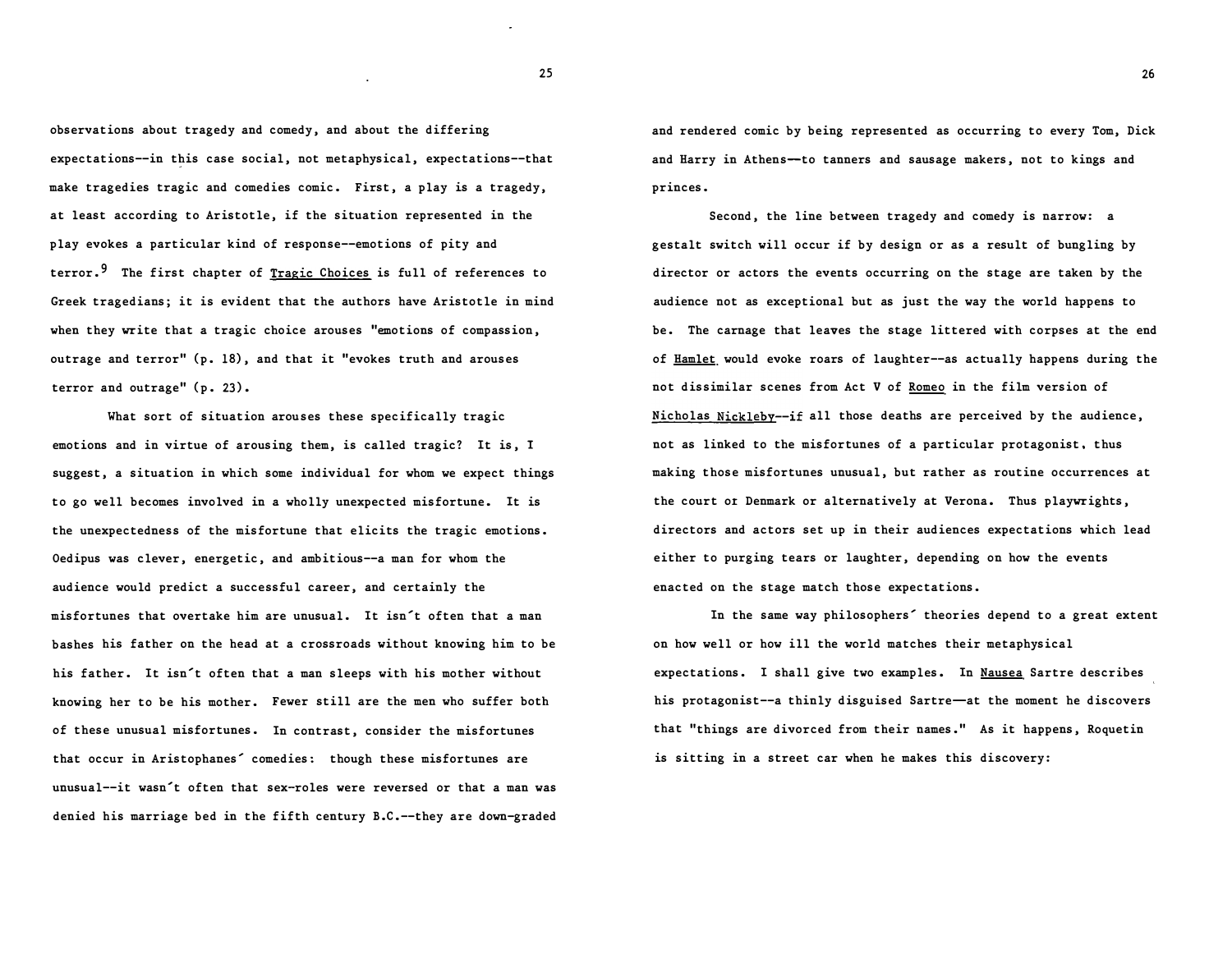observations about tragedy and comedy, and about the differing expectations--in this case social, not metaphysical, expectations--that make tragedies tragic and comedies comic. First, a play is a tragedy, at least according to Aristotle, if the situation represented in the play evokes a particular kind of response--emotions of pity and terror.[9] The first chapter of _Tragic Choices_ is full of references to Greek tragedians; it is evident that the authors have Aristotle in mind when they write that a tragic choice arouses "emotions of compassion, outrage and terror" (p. 18), and that it "evokes truth and arouses terror and outrage" (p. 23).

What sort of situation arouses these specifically tragic emotions and in virtue of arousing them, is called tragic? It is, I suggest, a situation in which some individual for whom we expect things to go well becomes involved in a wholly unexpected misfortune. It is the unexpectedness of the misfortune that elicits the tragic emotions. Oedipus was clever, energetic, and ambitious--a man for whom the audience would predict a successful career, and certainly the misfortunes that overtake him are unusual. It isn't often that a man bashes his father on the head at a crossroads without knowing him to be his father. It isn't often that a man sleeps with his mother without knowing her to be his mother. Fewer still are the men who suffer both of these unusual misfortunes. In contrast, consider the misfortunes that occur in Aristophanes' comedies: though these misfortunes are unusual--it wasn't often that sex-roles were reversed or that a man was denied his marriage bed in the fifth century B.C.--they are down-graded and rendered comic by being represented as occurring to every Tom, Dick and Harry in Athens—to tanners and sausage makers, not to kings and princes.

Second, the line between tragedy and comedy is narrow: a gestalt switch will occur if by design or as a result of bungling by director or actors the events occurring on the stage are taken by the audience not as exceptional but as just the way the world happens to be. The carnage that leaves the stage littered with corpses at the end of _Hamlet_ would evoke roars of laughter--as actually happens during the not dissimilar scenes from Act V of _Romeo_ in the film version of _Nicholas Nickleby_--if all those deaths are perceived by the audience, not as linked to the misfortunes of a particular protagonist, thus making those misfortunes unusual, but rather as routine occurrences at the court or Denmark or alternatively at Verona. Thus playwrights, directors and actors set up in their audiences expectations which lead either to purging tears or laughter, depending on how the events enacted on the stage match those expectations.

In the same way philosophers' theories depend to a great extent on how well or how ill the world matches their metaphysical expectations. I shall give two examples. In _Nausea_ Sartre describes his protagonist--a thinly disguised Sartre—at the moment he discovers that "things are divorced from their names." As it happens, Roquetin is sitting in a street car when he makes this discovery: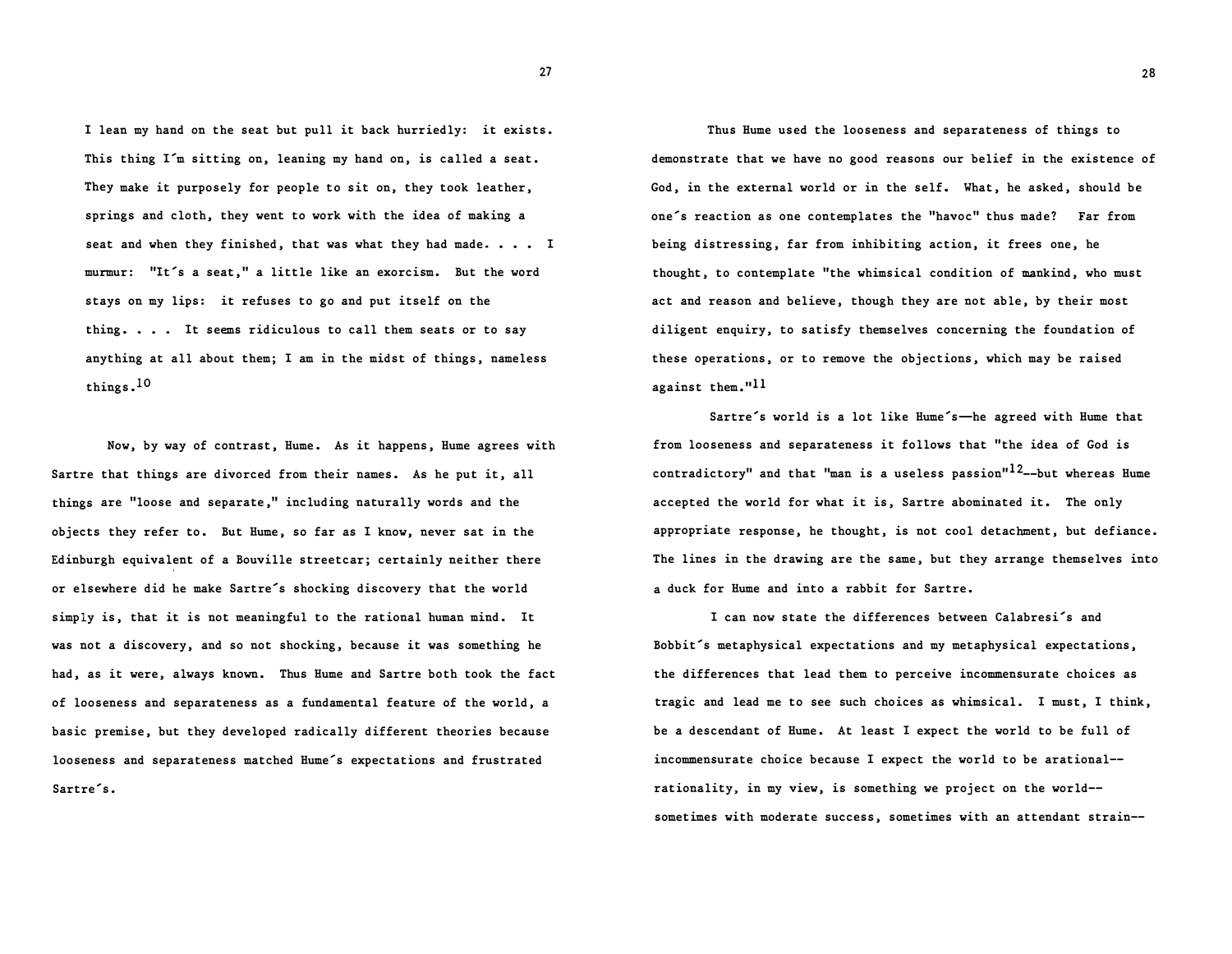> I lean my hand on the seat but pull it back hurriedly: it exists. This thing I´m sitting on, leaning my hand on, is called a seat. They make it purposely for people to sit on, they took leather, springs and cloth, they went to work with the idea of making a seat and when they finished, that was what they had made. . . . I murmur: "It´s a seat," a little like an exorcism. But the word stays on my lips: it refuses to go and put itself on the thing. . . . It seems ridiculous to call them seats or to say anything at all about them; I am in the midst of things, nameless things.[10]

Now, by way of contrast, Hume. As it happens, Hume agrees with Sartre that things are divorced from their names. As he put it, all things are "loose and separate," including naturally words and the objects they refer to. But Hume, so far as I know, never sat in the Edinburgh equivalent of a Bouville streetcar; certainly neither there or elsewhere did he make Sartre´s shocking discovery that the world simply is, that it is not meaningful to the rational human mind. It was not a discovery, and so not shocking, because it was something he had, as it were, always known. Thus Hume and Sartre both took the fact of looseness and separateness as a fundamental feature of the world, a basic premise, but they developed radically different theories because looseness and separateness matched Hume´s expectations and frustrated Sartre´s.

Thus Hume used the looseness and separateness of things to demonstrate that we have no good reasons our belief in the existence of God, in the external world or in the self. What, he asked, should be one´s reaction as one contemplates the "havoc" thus made? Far from being distressing, far from inhibiting action, it frees one, he thought, to contemplate "the whimsical condition of mankind, who must act and reason and believe, though they are not able, by their most diligent enquiry, to satisfy themselves concerning the foundation of these operations, or to remove the objections, which may be raised against them."[11]

Sartre´s world is a lot like Hume´s—he agreed with Hume that from looseness and separateness it follows that "the idea of God is contradictory" and that "man is a useless passion"[12]--but whereas Hume accepted the world for what it is, Sartre abominated it. The only appropriate response, he thought, is not cool detachment, but defiance. The lines in the drawing are the same, but they arrange themselves into a duck for Hume and into a rabbit for Sartre.

I can now state the differences between Calabresi´s and Bobbit´s metaphysical expectations and my metaphysical expectations, the differences that lead them to perceive incommensurate choices as tragic and lead me to see such choices as whimsical. I must, I think, be a descendant of Hume. At least I expect the world to be full of incommensurate choice because I expect the world to be arational--rationality, in my view, is something we project on the world--sometimes with moderate success, sometimes with an attendant strain--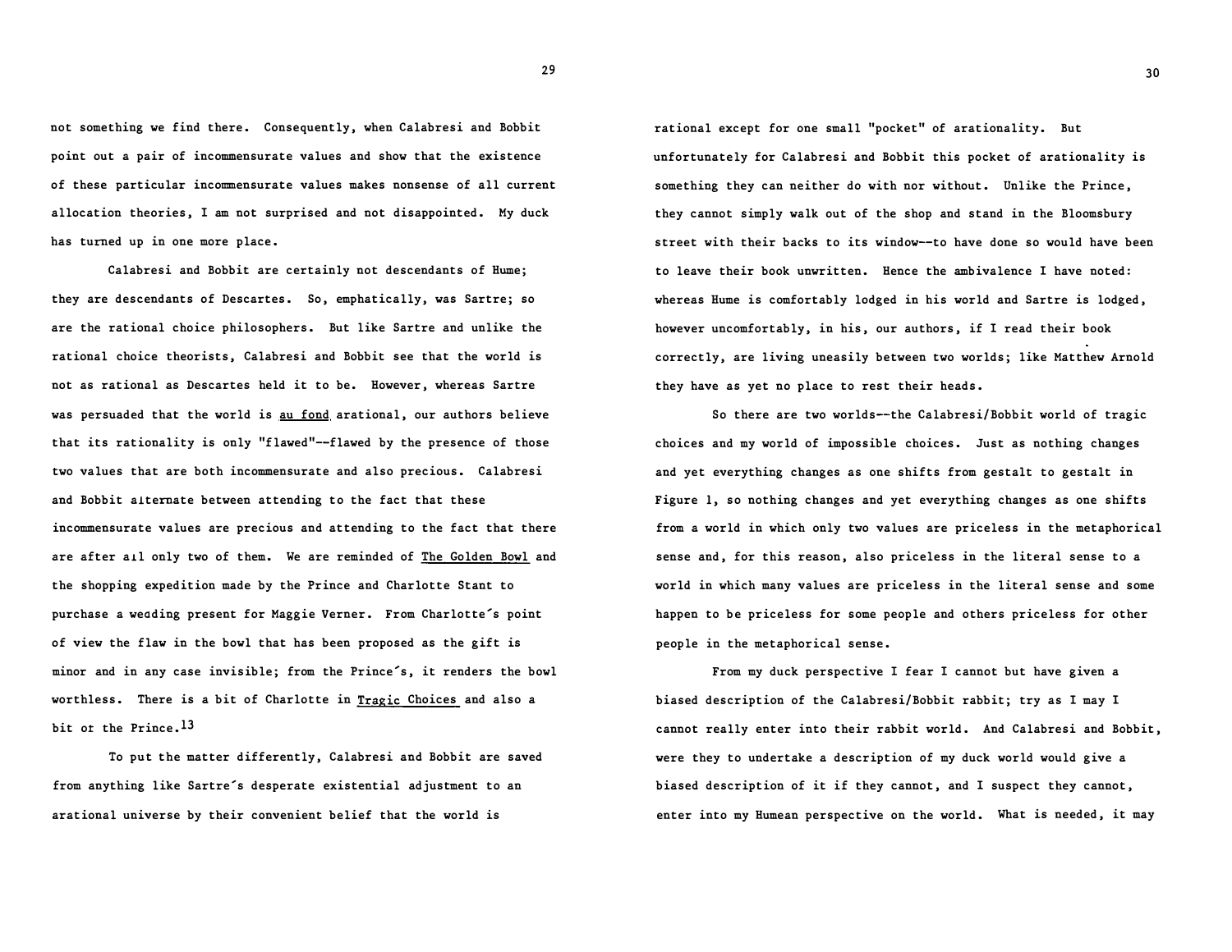not something we find there. Consequently, when Calabresi and Bobbit point out a pair of incommensurate values and show that the existence of these particular incommensurate values makes nonsense of all current allocation theories, I am not surprised and not disappointed. My duck has turned up in one more place.

Calabresi and Bobbit are certainly not descendants of Hume; they are descendants of Descartes. So, emphatically, was Sartre; so are the rational choice philosophers. But like Sartre and unlike the rational choice theorists, Calabresi and Bobbit see that the world is not as rational as Descartes held it to be. However, whereas Sartre was persuaded that the world is *au fond* arational, our authors believe that its rationality is only "flawed"--flawed by the presence of those two values that are both incommensurate and also precious. Calabresi and Bobbit alternate between attending to the fact that these incommensurate values are precious and attending to the fact that there are after all only two of them. We are reminded of *The Golden Bowl* and the shopping expedition made by the Prince and Charlotte Stant to purchase a wedding present for Maggie Verner. From Charlotte's point of view the flaw in the bowl that has been proposed as the gift is minor and in any case invisible; from the Prince's, it renders the bowl worthless. There is a bit of Charlotte in *Tragic Choices* and also a bit of the Prince.[13]

To put the matter differently, Calabresi and Bobbit are saved from anything like Sartre's desperate existential adjustment to an arational universe by their convenient belief that the world is rational except for one small "pocket" of arationality. But unfortunately for Calabresi and Bobbit this pocket of arationality is something they can neither do with nor without. Unlike the Prince, they cannot simply walk out of the shop and stand in the Bloomsbury street with their backs to its window--to have done so would have been to leave their book unwritten. Hence the ambivalence I have noted: whereas Hume is comfortably lodged in his world and Sartre is lodged, however uncomfortably, in his, our authors, if I read their book correctly, are living uneasily between two worlds; like Matthew Arnold they have as yet no place to rest their heads.

So there are two worlds--the Calabresi/Bobbit world of tragic choices and my world of impossible choices. Just as nothing changes and yet everything changes as one shifts from gestalt to gestalt in Figure 1, so nothing changes and yet everything changes as one shifts from a world in which only two values are priceless in the metaphorical sense and, for this reason, also priceless in the literal sense to a world in which many values are priceless in the literal sense and some happen to be priceless for some people and others priceless for other people in the metaphorical sense.

From my duck perspective I fear I cannot but have given a biased description of the Calabresi/Bobbit rabbit; try as I may I cannot really enter into their rabbit world. And Calabresi and Bobbit, were they to undertake a description of my duck world would give a biased description of it if they cannot, and I suspect they cannot, enter into my Humean perspective on the world. What is needed, it may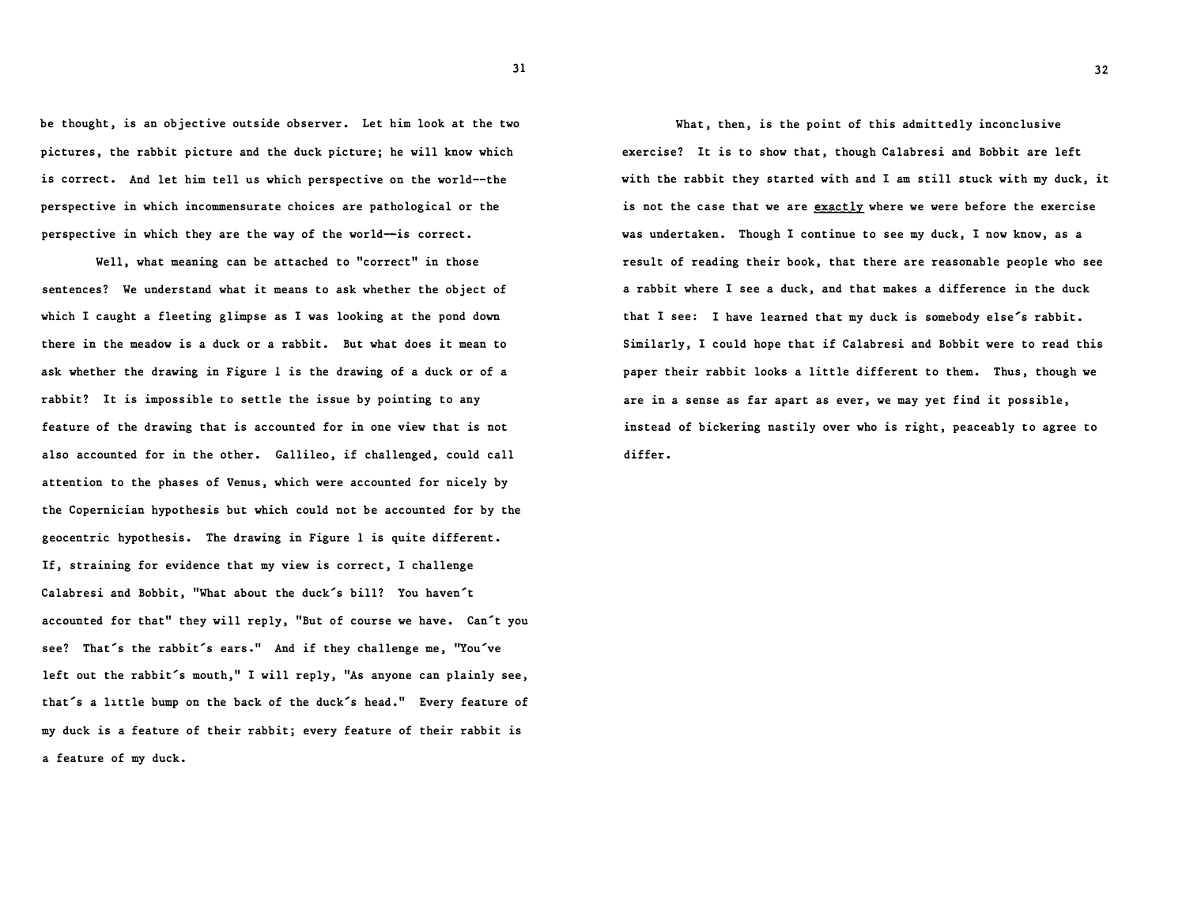be thought, is an objective outside observer. Let him look at the two pictures, the rabbit picture and the duck picture; he will know which is correct. And let him tell us which perspective on the world--the perspective in which incommensurate choices are pathological or the perspective in which they are the way of the world--is correct.

Well, what meaning can be attached to "correct" in those sentences? We understand what it means to ask whether the object of which I caught a fleeting glimpse as I was looking at the pond down there in the meadow is a duck or a rabbit. But what does it mean to ask whether the drawing in Figure 1 is the drawing of a duck or of a rabbit? It is impossible to settle the issue by pointing to any feature of the drawing that is accounted for in one view that is not also accounted for in the other. Gallileo, if challenged, could call attention to the phases of Venus, which were accounted for nicely by the Copernician hypothesis but which could not be accounted for by the geocentric hypothesis. The drawing in Figure 1 is quite different. If, straining for evidence that my view is correct, I challenge Calabresi and Bobbit, "What about the duck´s bill? You haven´t accounted for that" they will reply, "But of course we have. Can´t you see? That´s the rabbit´s ears." And if they challenge me, "You´ve left out the rabbit´s mouth," I will reply, "As anyone can plainly see, that´s a little bump on the back of the duck´s head." Every feature of my duck is a feature of their rabbit; every feature of their rabbit is a feature of my duck.

What, then, is the point of this admittedly inconclusive exercise? It is to show that, though Calabresi and Bobbit are left with the rabbit they started with and I am still stuck with my duck, it is not the case that we are <u>exactly</u> where we were before the exercise was undertaken. Though I continue to see my duck, I now know, as a result of reading their book, that there are reasonable people who see a rabbit where I see a duck, and that makes a difference in the duck that I see: I have learned that my duck is somebody else´s rabbit. Similarly, I could hope that if Calabresi and Bobbit were to read this paper their rabbit looks a little different to them. Thus, though we are in a sense as far apart as ever, we may yet find it possible, instead of bickering nastily over who is right, peaceably to agree to differ.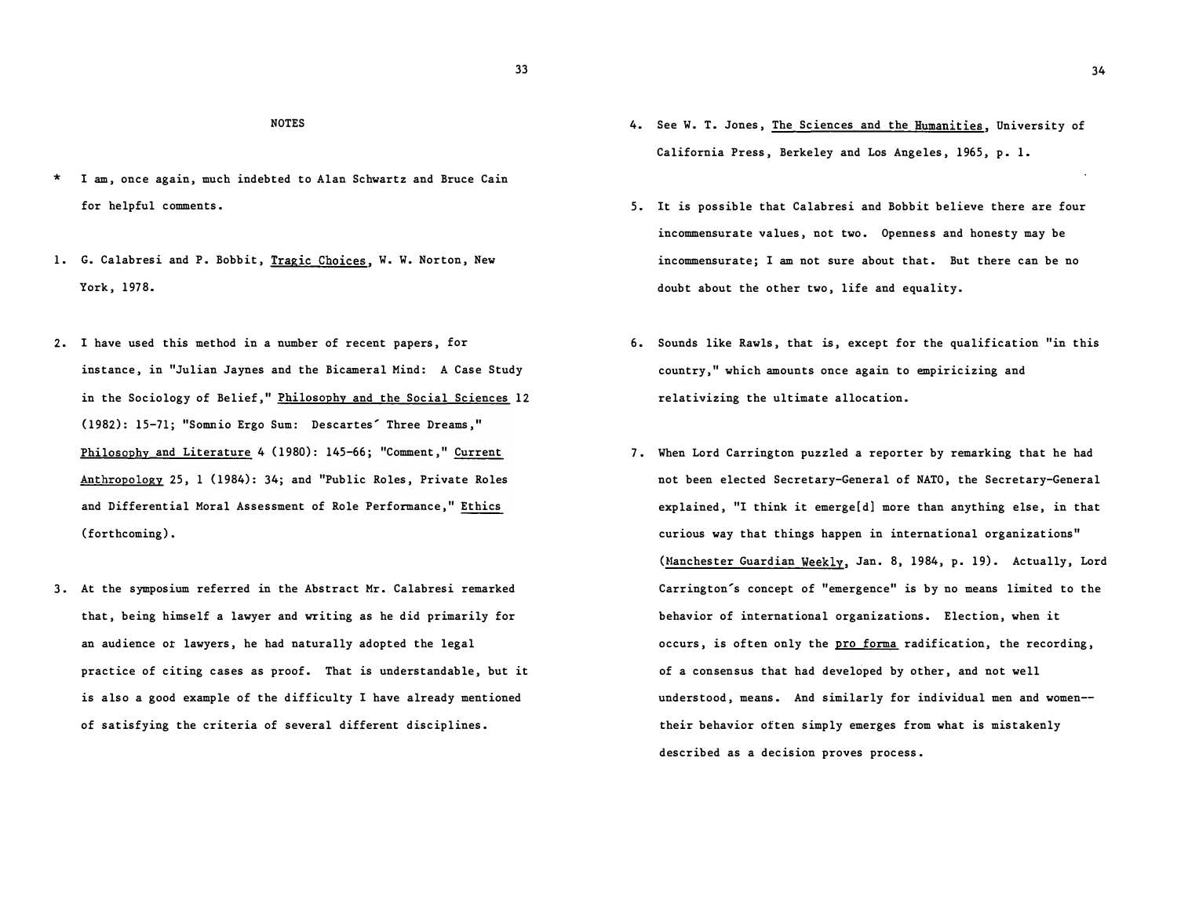## NOTES

\* I am, once again, much indebted to Alan Schwartz and Bruce Cain for helpful comments.

1. G. Calabresi and P. Bobbit, Tragic Choices, W. W. Norton, New York, 1978.

2. I have used this method in a number of recent papers, for instance, in "Julian Jaynes and the Bicameral Mind: A Case Study in the Sociology of Belief," Philosophy and the Social Sciences 12 (1982): 15-71; "Somnio Ergo Sum: Descartes´ Three Dreams," Philosophy and Literature 4 (1980): 145-66; "Comment," Current Anthropology 25, 1 (1984): 34; and "Public Roles, Private Roles and Differential Moral Assessment of Role Performance," Ethics (forthcoming).

3. At the symposium referred in the Abstract Mr. Calabresi remarked that, being himself a lawyer and writing as he did primarily for an audience or lawyers, he had naturally adopted the legal practice of citing cases as proof. That is understandable, but it is also a good example of the difficulty I have already mentioned of satisfying the criteria of several different disciplines.

4. See W. T. Jones, The Sciences and the Humanities, University of California Press, Berkeley and Los Angeles, 1965, p. 1.

5. It is possible that Calabresi and Bobbit believe there are four incommensurate values, not two. Openness and honesty may be incommensurate; I am not sure about that. But there can be no doubt about the other two, life and equality.

6. Sounds like Rawls, that is, except for the qualification "in this country," which amounts once again to empiricizing and relativizing the ultimate allocation.

7. When Lord Carrington puzzled a reporter by remarking that he had not been elected Secretary-General of NATO, the Secretary-General explained, "I think it emerge[d] more than anything else, in that curious way that things happen in international organizations" (Manchester Guardian Weekly, Jan. 8, 1984, p. 19). Actually, Lord Carrington´s concept of "emergence" is by no means limited to the behavior of international organizations. Election, when it occurs, is often only the pro forma radification, the recording, of a consensus that had developed by other, and not well understood, means. And similarly for individual men and women--their behavior often simply emerges from what is mistakenly described as a decision proves process.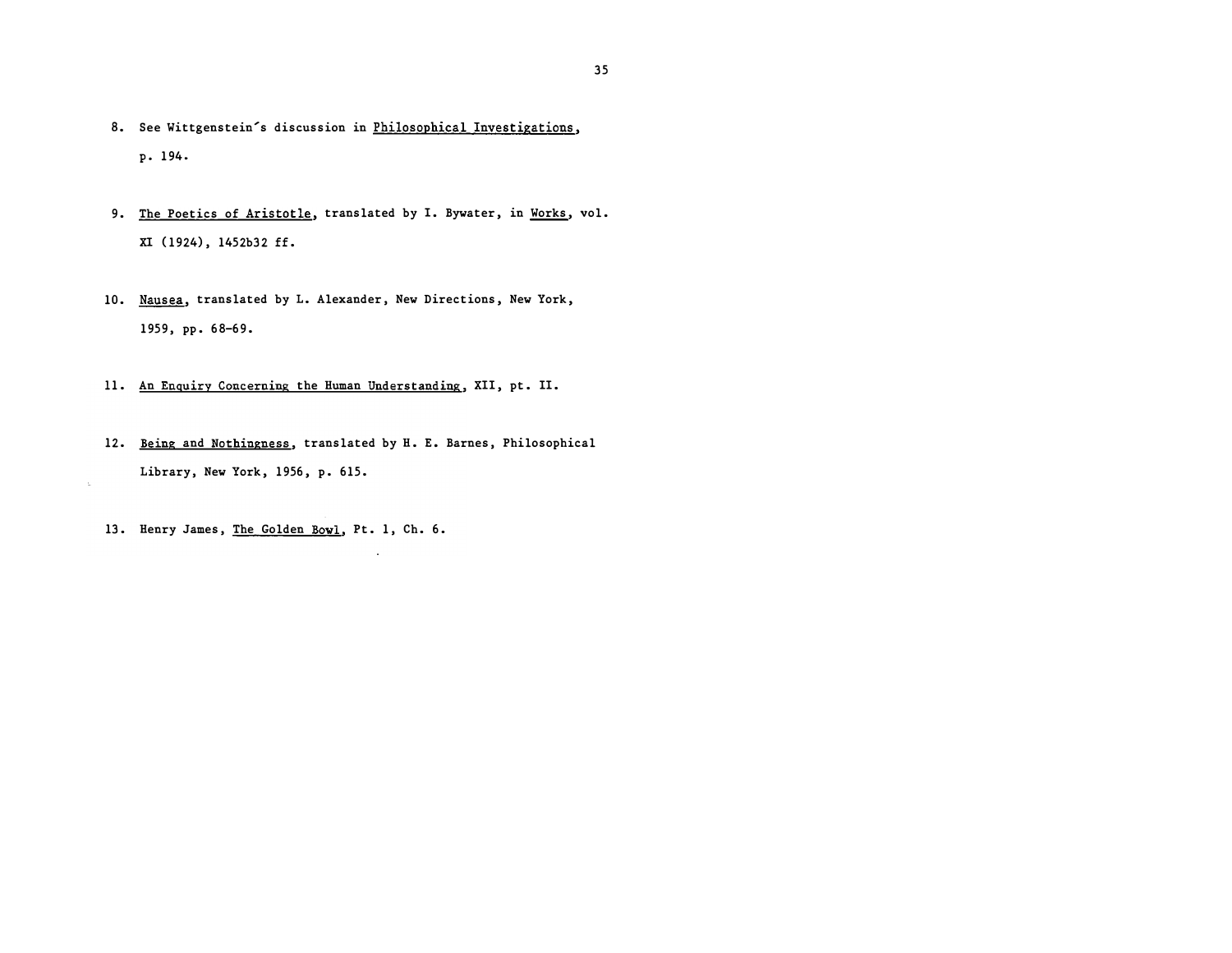8. See Wittgenstein's discussion in _Philosophical Investigations_, p. 194.

9. _The Poetics of Aristotle_, translated by I. Bywater, in _Works_, vol. XI (1924), 1452b32 ff.

10. _Nausea_, translated by L. Alexander, New Directions, New York, 1959, pp. 68-69.

11. _An Enquiry Concerning the Human Understanding_, XII, pt. II.

12. _Being and Nothingness_, translated by H. E. Barnes, Philosophical Library, New York, 1956, p. 615.

13. Henry James, _The Golden Bowl_, Pt. 1, Ch. 6.